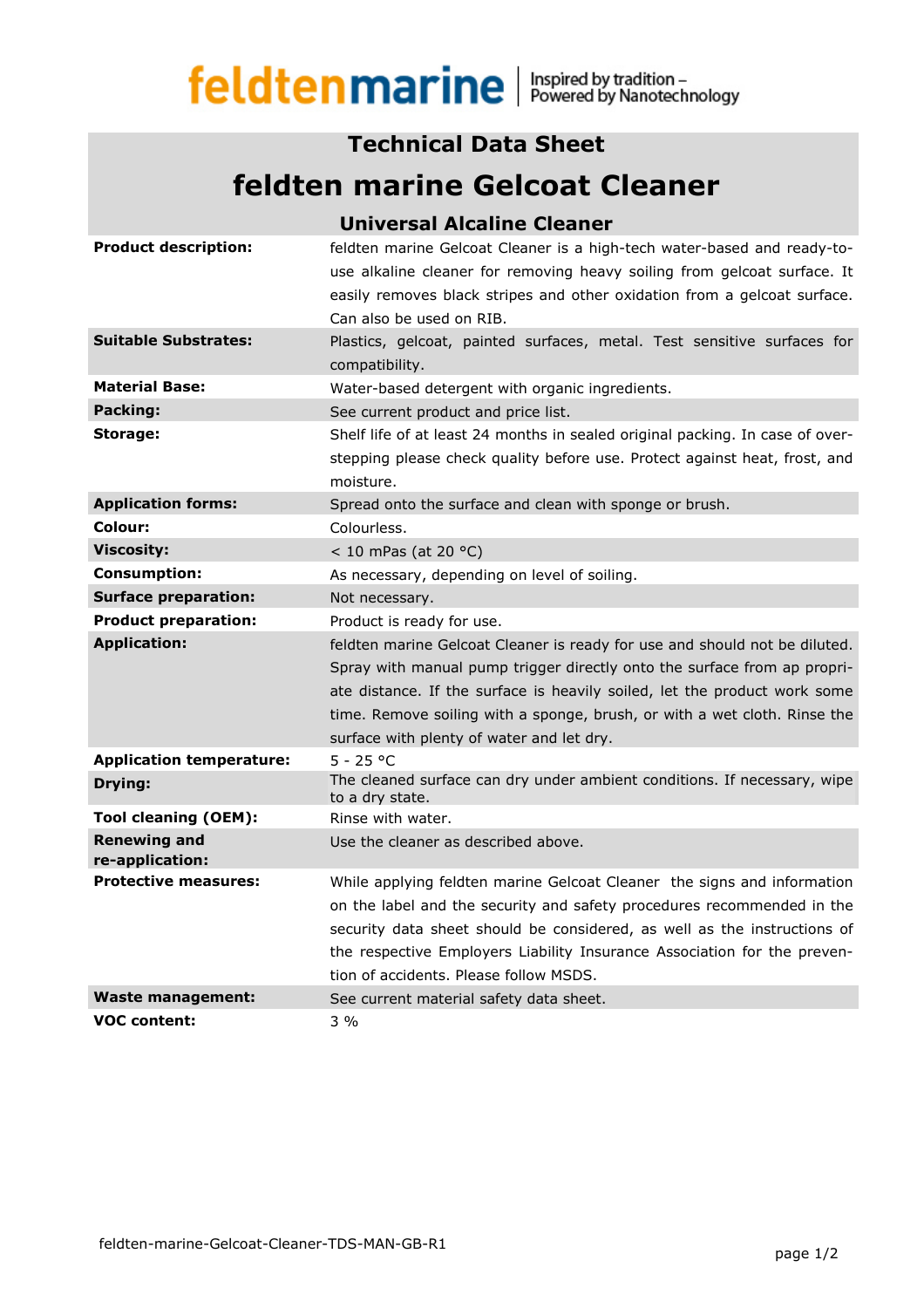feldtenmarine | Inspired by tradition – Powered by Nanotechnology

# Technical Data Sheet

# feldten marine Gelcoat Cleaner

## Universal Alcaline Cleaner

| | |
|---|---|
| **Product description:** | feldten marine Gelcoat Cleaner is a high-tech water-based and ready-to-use alkaline cleaner for removing heavy soiling from gelcoat surface. It easily removes black stripes and other oxidation from a gelcoat surface. Can also be used on RIB. |
| **Suitable Substrates:** | Plastics, gelcoat, painted surfaces, metal. Test sensitive surfaces for compatibility. |
| **Material Base:** | Water-based detergent with organic ingredients. |
| **Packing:** | See current product and price list. |
| **Storage:** | Shelf life of at least 24 months in sealed original packing. In case of over-stepping please check quality before use. Protect against heat, frost, and moisture. |
| **Application forms:** | Spread onto the surface and clean with sponge or brush. |
| **Colour:** | Colourless. |
| **Viscosity:** | < 10 mPas (at 20 °C) |
| **Consumption:** | As necessary, depending on level of soiling. |
| **Surface preparation:** | Not necessary. |
| **Product preparation:** | Product is ready for use. |
| **Application:** | feldten marine Gelcoat Cleaner is ready for use and should not be diluted. Spray with manual pump trigger directly onto the surface from appropriate distance. If the surface is heavily soiled, let the product work some time. Remove soiling with a sponge, brush, or with a wet cloth. Rinse the surface with plenty of water and let dry. |
| **Application temperature:** | 5 - 25 °C |
| **Drying:** | The cleaned surface can dry under ambient conditions. If necessary, wipe to a dry state. |
| **Tool cleaning (OEM):** | Rinse with water. |
| **Renewing and re-application:** | Use the cleaner as described above. |
| **Protective measures:** | While applying feldten marine Gelcoat Cleaner the signs and information on the label and the security and safety procedures recommended in the security data sheet should be considered, as well as the instructions of the respective Employers Liability Insurance Association for the prevention of accidents. Please follow MSDS. |
| **Waste management:** | See current material safety data sheet. |
| **VOC content:** | 3 % |

feldten-marine-Gelcoat-Cleaner-TDS-MAN-GB-R1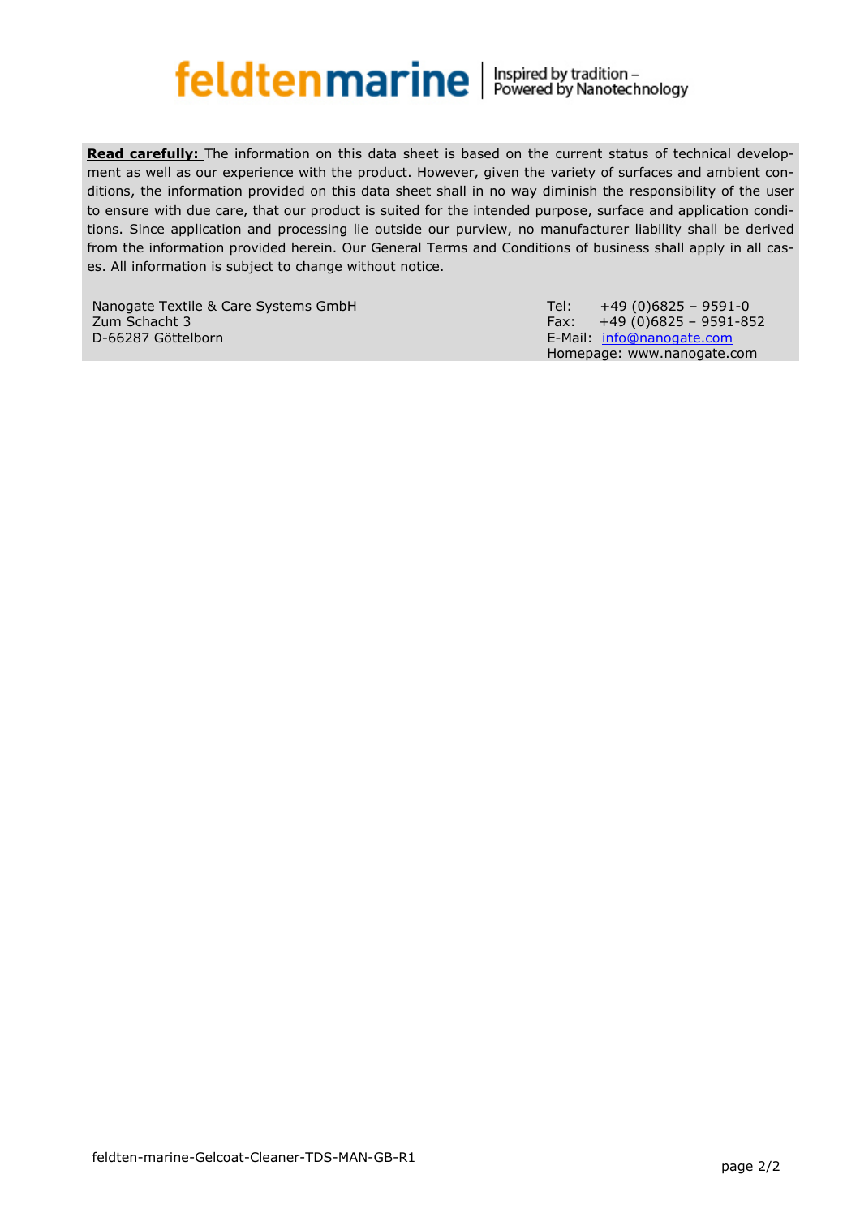**Read carefully:** The information on this data sheet is based on the current status of technical development as well as our experience with the product. However, given the variety of surfaces and ambient conditions, the information provided on this data sheet shall in no way diminish the responsibility of the user to ensure with due care, that our product is suited for the intended purpose, surface and application conditions. Since application and processing lie outside our purview, no manufacturer liability shall be derived from the information provided herein. Our General Terms and Conditions of business shall apply in all cases. All information is subject to change without notice.

Nanogate Textile & Care Systems GmbH
Zum Schacht 3
D-66287 Göttelborn

Tel: +49 (0)6825 – 9591-0
Fax: +49 (0)6825 – 9591-852
E-Mail: info@nanogate.com
Homepage: www.nanogate.com

feldten-marine-Gelcoat-Cleaner-TDS-MAN-GB-R1